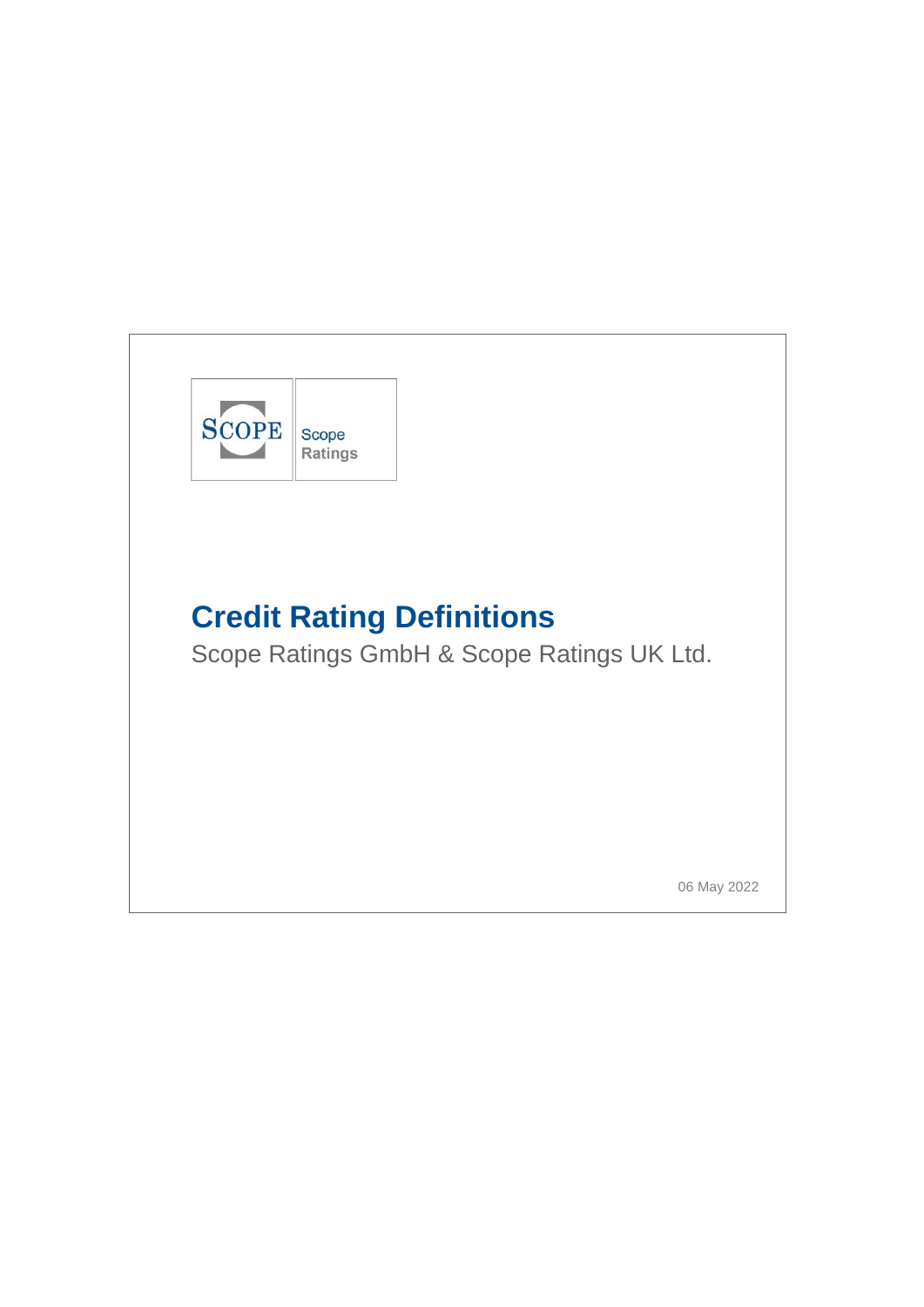SCOPE

Scope Ratings

# Credit Rating Definitions

Scope Ratings GmbH & Scope Ratings UK Ltd.

06 May 2022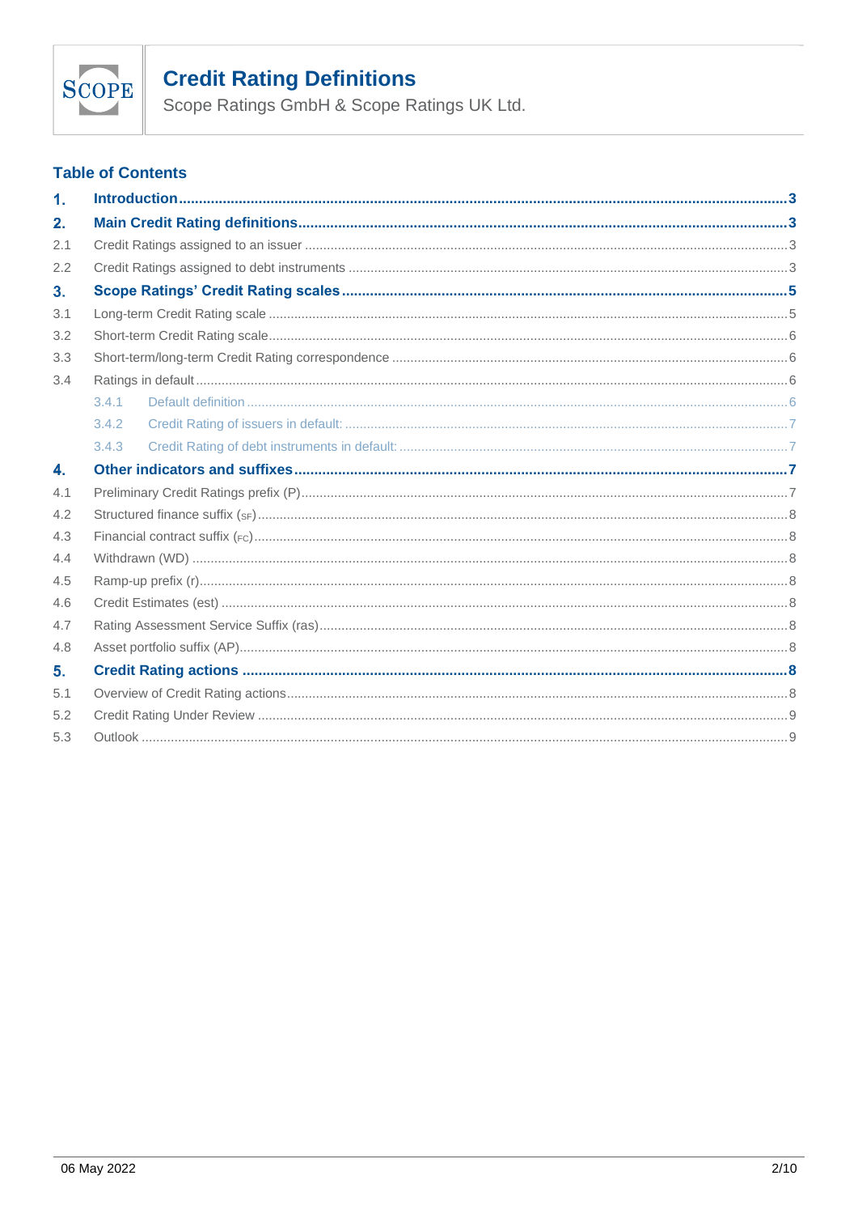# Credit Rating Definitions

Scope Ratings GmbH & Scope Ratings UK Ltd.

## Table of Contents

| | | |
|---|---|---|
| **1.** | **Introduction** | **3** |
| **2.** | **Main Credit Rating definitions** | **3** |
| 2.1 | Credit Ratings assigned to an issuer | 3 |
| 2.2 | Credit Ratings assigned to debt instruments | 3 |
| **3.** | **Scope Ratings' Credit Rating scales** | **5** |
| 3.1 | Long-term Credit Rating scale | 5 |
| 3.2 | Short-term Credit Rating scale | 6 |
| 3.3 | Short-term/long-term Credit Rating correspondence | 6 |
| 3.4 | Ratings in default | 6 |
| 3.4.1 | Default definition | 6 |
| 3.4.2 | Credit Rating of issuers in default: | 7 |
| 3.4.3 | Credit Rating of debt instruments in default: | 7 |
| **4.** | **Other indicators and suffixes** | **7** |
| 4.1 | Preliminary Credit Ratings prefix (P) | 7 |
| 4.2 | Structured finance suffix (SF) | 8 |
| 4.3 | Financial contract suffix (FC) | 8 |
| 4.4 | Withdrawn (WD) | 8 |
| 4.5 | Ramp-up prefix (r) | 8 |
| 4.6 | Credit Estimates (est) | 8 |
| 4.7 | Rating Assessment Service Suffix (ras) | 8 |
| 4.8 | Asset portfolio suffix (AP) | 8 |
| **5.** | **Credit Rating actions** | **8** |
| 5.1 | Overview of Credit Rating actions | 8 |
| 5.2 | Credit Rating Under Review | 9 |
| 5.3 | Outlook | 9 |

06 May 2022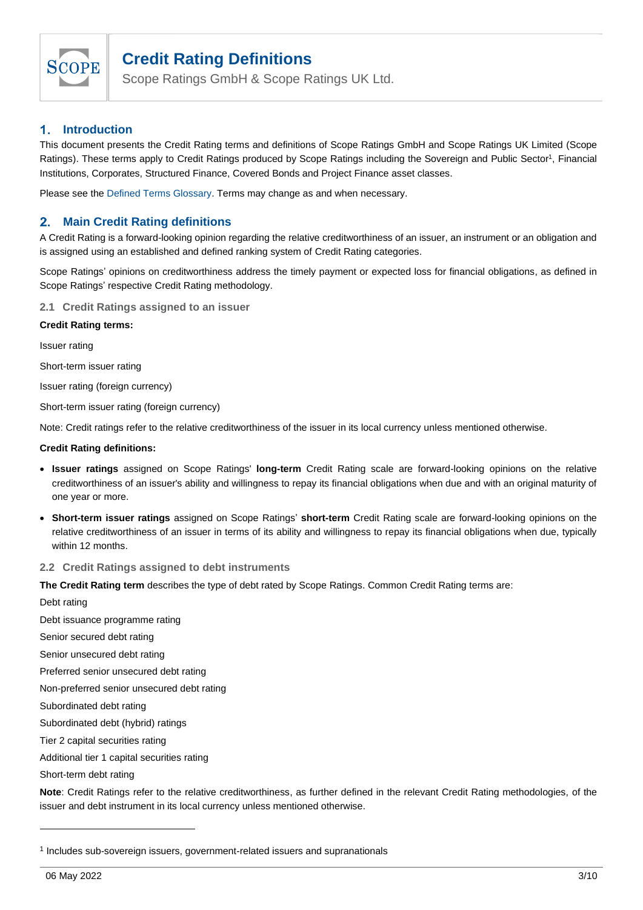# Credit Rating Definitions

Scope Ratings GmbH & Scope Ratings UK Ltd.

## 1. Introduction

This document presents the Credit Rating terms and definitions of Scope Ratings GmbH and Scope Ratings UK Limited (Scope Ratings). These terms apply to Credit Ratings produced by Scope Ratings including the Sovereign and Public Sector[1], Financial Institutions, Corporates, Structured Finance, Covered Bonds and Project Finance asset classes.

Please see the Defined Terms Glossary. Terms may change as and when necessary.

## 2. Main Credit Rating definitions

A Credit Rating is a forward-looking opinion regarding the relative creditworthiness of an issuer, an instrument or an obligation and is assigned using an established and defined ranking system of Credit Rating categories.

Scope Ratings' opinions on creditworthiness address the timely payment or expected loss for financial obligations, as defined in Scope Ratings' respective Credit Rating methodology.

### 2.1 Credit Ratings assigned to an issuer

**Credit Rating terms:**

Issuer rating

Short-term issuer rating

Issuer rating (foreign currency)

Short-term issuer rating (foreign currency)

Note: Credit ratings refer to the relative creditworthiness of the issuer in its local currency unless mentioned otherwise.

**Credit Rating definitions:**

- **Issuer ratings** assigned on Scope Ratings' **long-term** Credit Rating scale are forward-looking opinions on the relative creditworthiness of an issuer's ability and willingness to repay its financial obligations when due and with an original maturity of one year or more.
- **Short-term issuer ratings** assigned on Scope Ratings' **short-term** Credit Rating scale are forward-looking opinions on the relative creditworthiness of an issuer in terms of its ability and willingness to repay its financial obligations when due, typically within 12 months.

### 2.2 Credit Ratings assigned to debt instruments

**The Credit Rating term** describes the type of debt rated by Scope Ratings. Common Credit Rating terms are:

Debt rating

Debt issuance programme rating

Senior secured debt rating

Senior unsecured debt rating

Preferred senior unsecured debt rating

Non-preferred senior unsecured debt rating

Subordinated debt rating

Subordinated debt (hybrid) ratings

Tier 2 capital securities rating

Additional tier 1 capital securities rating

Short-term debt rating

**Note**: Credit Ratings refer to the relative creditworthiness, as further defined in the relevant Credit Rating methodologies, of the issuer and debt instrument in its local currency unless mentioned otherwise.

---

[1] Includes sub-sovereign issuers, government-related issuers and supranationals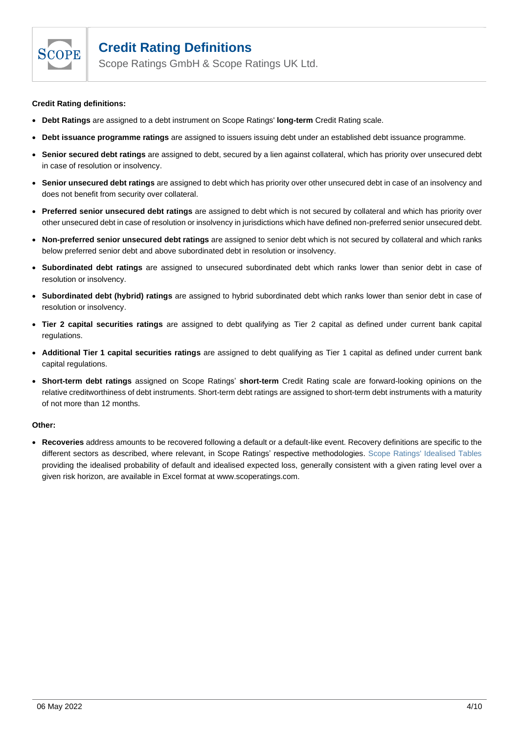**Credit Rating definitions:**

- **Debt Ratings** are assigned to a debt instrument on Scope Ratings' **long-term** Credit Rating scale.
- **Debt issuance programme ratings** are assigned to issuers issuing debt under an established debt issuance programme.
- **Senior secured debt ratings** are assigned to debt, secured by a lien against collateral, which has priority over unsecured debt in case of resolution or insolvency.
- **Senior unsecured debt ratings** are assigned to debt which has priority over other unsecured debt in case of an insolvency and does not benefit from security over collateral.
- **Preferred senior unsecured debt ratings** are assigned to debt which is not secured by collateral and which has priority over other unsecured debt in case of resolution or insolvency in jurisdictions which have defined non-preferred senior unsecured debt.
- **Non-preferred senior unsecured debt ratings** are assigned to senior debt which is not secured by collateral and which ranks below preferred senior debt and above subordinated debt in resolution or insolvency.
- **Subordinated debt ratings** are assigned to unsecured subordinated debt which ranks lower than senior debt in case of resolution or insolvency.
- **Subordinated debt (hybrid) ratings** are assigned to hybrid subordinated debt which ranks lower than senior debt in case of resolution or insolvency.
- **Tier 2 capital securities ratings** are assigned to debt qualifying as Tier 2 capital as defined under current bank capital regulations.
- **Additional Tier 1 capital securities ratings** are assigned to debt qualifying as Tier 1 capital as defined under current bank capital regulations.
- **Short-term debt ratings** assigned on Scope Ratings' **short-term** Credit Rating scale are forward-looking opinions on the relative creditworthiness of debt instruments. Short-term debt ratings are assigned to short-term debt instruments with a maturity of not more than 12 months.

**Other:**

- **Recoveries** address amounts to be recovered following a default or a default-like event. Recovery definitions are specific to the different sectors as described, where relevant, in Scope Ratings' respective methodologies. Scope Ratings' Idealised Tables providing the idealised probability of default and idealised expected loss, generally consistent with a given rating level over a given risk horizon, are available in Excel format at www.scoperatings.com.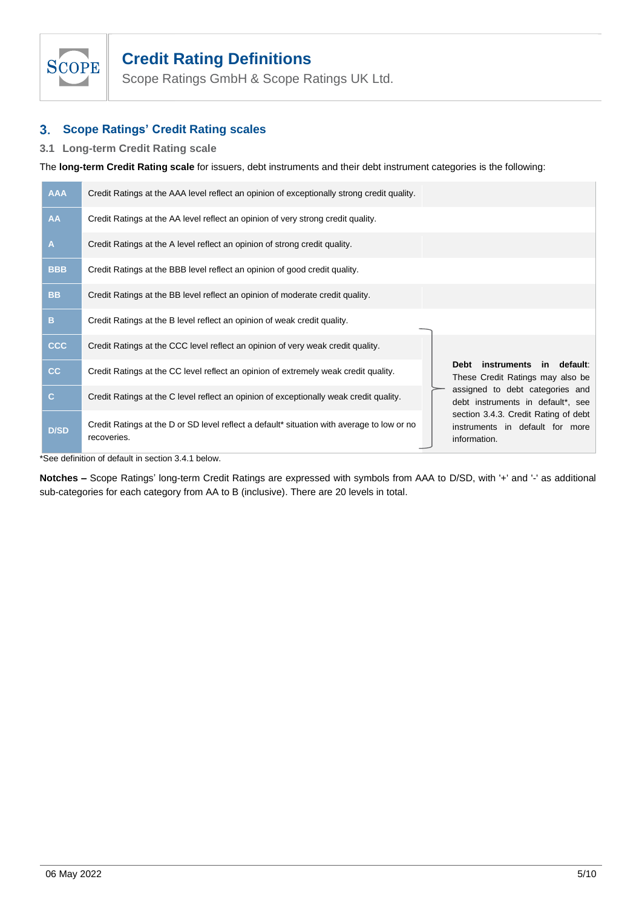## 3. Scope Ratings' Credit Rating scales

### 3.1 Long-term Credit Rating scale

The **long-term Credit Rating scale** for issuers, debt instruments and their debt instrument categories is the following:

| Rating | Definition | |
|---|---|---|
| **AAA** | Credit Ratings at the AAA level reflect an opinion of exceptionally strong credit quality. | |
| **AA** | Credit Ratings at the AA level reflect an opinion of very strong credit quality. | |
| **A** | Credit Ratings at the A level reflect an opinion of strong credit quality. | |
| **BBB** | Credit Ratings at the BBB level reflect an opinion of good credit quality. | |
| **BB** | Credit Ratings at the BB level reflect an opinion of moderate credit quality. | |
| **B** | Credit Ratings at the B level reflect an opinion of weak credit quality. | |
| **CCC** | Credit Ratings at the CCC level reflect an opinion of very weak credit quality. | **Debt instruments in default**: These Credit Ratings may also be assigned to debt categories and debt instruments in default*, see section 3.4.3. Credit Rating of debt instruments in default for more information. |
| **CC** | Credit Ratings at the CC level reflect an opinion of extremely weak credit quality. | |
| **C** | Credit Ratings at the C level reflect an opinion of exceptionally weak credit quality. | |
| **D/SD** | Credit Ratings at the D or SD level reflect a default* situation with average to low or no recoveries. | |

*See definition of default in section 3.4.1 below.

**Notches –** Scope Ratings' long-term Credit Ratings are expressed with symbols from AAA to D/SD, with '+' and '-' as additional sub-categories for each category from AA to B (inclusive). There are 20 levels in total.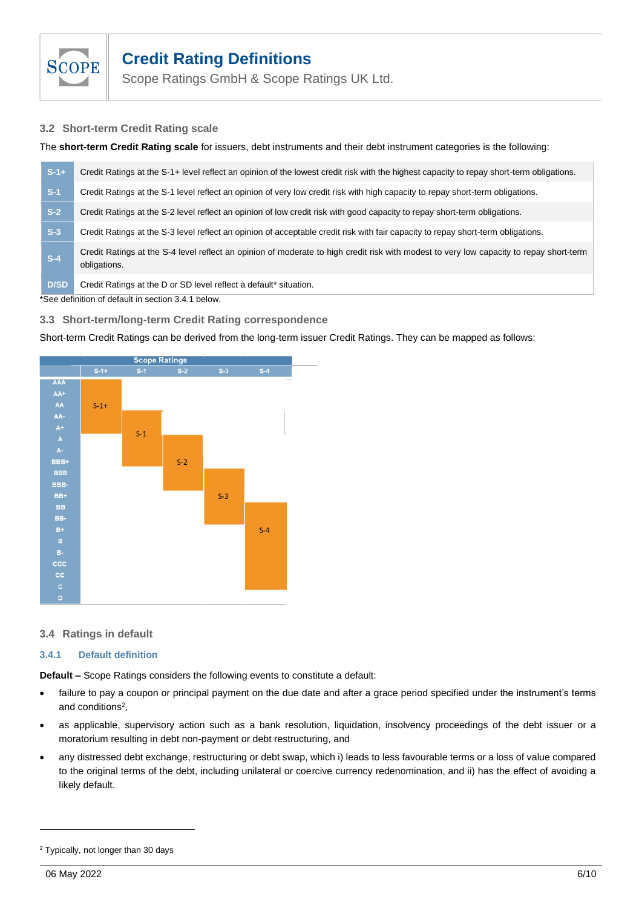### 3.2 Short-term Credit Rating scale

The **short-term Credit Rating scale** for issuers, debt instruments and their debt instrument categories is the following:

| | |
|---|---|
| **S-1+** | Credit Ratings at the S-1+ level reflect an opinion of the lowest credit risk with the highest capacity to repay short-term obligations. |
| **S-1** | Credit Ratings at the S-1 level reflect an opinion of very low credit risk with high capacity to repay short-term obligations. |
| **S-2** | Credit Ratings at the S-2 level reflect an opinion of low credit risk with good capacity to repay short-term obligations. |
| **S-3** | Credit Ratings at the S-3 level reflect an opinion of acceptable credit risk with fair capacity to repay short-term obligations. |
| **S-4** | Credit Ratings at the S-4 level reflect an opinion of moderate to high credit risk with modest to very low capacity to repay short-term obligations. |
| **D/SD** | Credit Ratings at the D or SD level reflect a default* situation. |

*See definition of default in section 3.4.1 below.

### 3.3 Short-term/long-term Credit Rating correspondence

Short-term Credit Ratings can be derived from the long-term issuer Credit Ratings. They can be mapped as follows:

| | Scope Ratings | | | | |
|---|---|---|---|---|---|
| | S-1+ | S-1 | S-2 | S-3 | S-4 |
| AAA | S-1+ | | | | |
| AA+ | S-1+ | | | | |
| AA | S-1+ | | | | |
| AA- | S-1+ | S-1 | | | |
| A+ | S-1+ | S-1 | | | |
| A | | S-1 | S-2 | | |
| A- | | S-1 | S-2 | | |
| BBB+ | | S-1 | S-2 | | |
| BBB | | | S-2 | S-3 | |
| BBB- | | | S-2 | S-3 | |
| BB+ | | | | S-3 | |
| BB | | | | S-3 | S-4 |
| BB- | | | | S-3 | S-4 |
| B+ | | | | | S-4 |
| B | | | | | S-4 |
| B- | | | | | S-4 |
| CCC | | | | | S-4 |
| CC | | | | | S-4 |
| C | | | | | S-4 |
| D | | | | | |

### 3.4 Ratings in default

#### 3.4.1 Default definition

**Default –** Scope Ratings considers the following events to constitute a default:

- failure to pay a coupon or principal payment on the due date and after a grace period specified under the instrument's terms and conditions[2],
- as applicable, supervisory action such as a bank resolution, liquidation, insolvency proceedings of the debt issuer or a moratorium resulting in debt non-payment or debt restructuring, and
- any distressed debt exchange, restructuring or debt swap, which i) leads to less favourable terms or a loss of value compared to the original terms of the debt, including unilateral or coercive currency redenomination, and ii) has the effect of avoiding a likely default.

[2] Typically, not longer than 30 days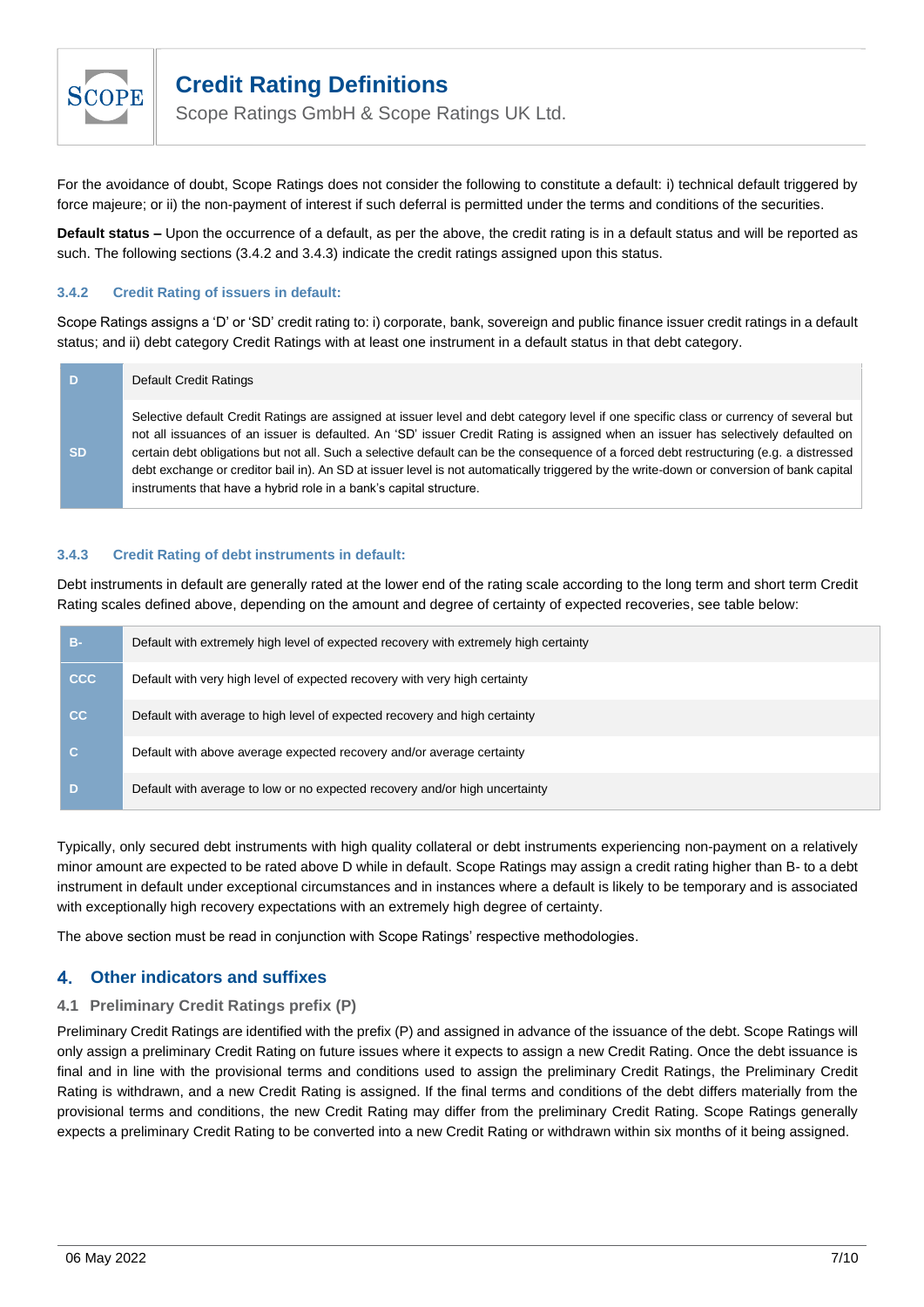For the avoidance of doubt, Scope Ratings does not consider the following to constitute a default: i) technical default triggered by force majeure; or ii) the non-payment of interest if such deferral is permitted under the terms and conditions of the securities.

**Default status –** Upon the occurrence of a default, as per the above, the credit rating is in a default status and will be reported as such. The following sections (3.4.2 and 3.4.3) indicate the credit ratings assigned upon this status.

#### 3.4.2 Credit Rating of issuers in default:

Scope Ratings assigns a 'D' or 'SD' credit rating to: i) corporate, bank, sovereign and public finance issuer credit ratings in a default status; and ii) debt category Credit Ratings with at least one instrument in a default status in that debt category.

| Rating | Definition |
|---|---|
| D | Default Credit Ratings |
| SD | Selective default Credit Ratings are assigned at issuer level and debt category level if one specific class or currency of several but not all issuances of an issuer is defaulted. An 'SD' issuer Credit Rating is assigned when an issuer has selectively defaulted on certain debt obligations but not all. Such a selective default can be the consequence of a forced debt restructuring (e.g. a distressed debt exchange or creditor bail in). An SD at issuer level is not automatically triggered by the write-down or conversion of bank capital instruments that have a hybrid role in a bank's capital structure. |

#### 3.4.3 Credit Rating of debt instruments in default:

Debt instruments in default are generally rated at the lower end of the rating scale according to the long term and short term Credit Rating scales defined above, depending on the amount and degree of certainty of expected recoveries, see table below:

| Rating | Definition |
|---|---|
| B- | Default with extremely high level of expected recovery with extremely high certainty |
| CCC | Default with very high level of expected recovery with very high certainty |
| CC | Default with average to high level of expected recovery and high certainty |
| C | Default with above average expected recovery and/or average certainty |
| D | Default with average to low or no expected recovery and/or high uncertainty |

Typically, only secured debt instruments with high quality collateral or debt instruments experiencing non-payment on a relatively minor amount are expected to be rated above D while in default. Scope Ratings may assign a credit rating higher than B- to a debt instrument in default under exceptional circumstances and in instances where a default is likely to be temporary and is associated with exceptionally high recovery expectations with an extremely high degree of certainty.

The above section must be read in conjunction with Scope Ratings' respective methodologies.

## 4. Other indicators and suffixes

### 4.1 Preliminary Credit Ratings prefix (P)

Preliminary Credit Ratings are identified with the prefix (P) and assigned in advance of the issuance of the debt. Scope Ratings will only assign a preliminary Credit Rating on future issues where it expects to assign a new Credit Rating. Once the debt issuance is final and in line with the provisional terms and conditions used to assign the preliminary Credit Ratings, the Preliminary Credit Rating is withdrawn, and a new Credit Rating is assigned. If the final terms and conditions of the debt differs materially from the provisional terms and conditions, the new Credit Rating may differ from the preliminary Credit Rating. Scope Ratings generally expects a preliminary Credit Rating to be converted into a new Credit Rating or withdrawn within six months of it being assigned.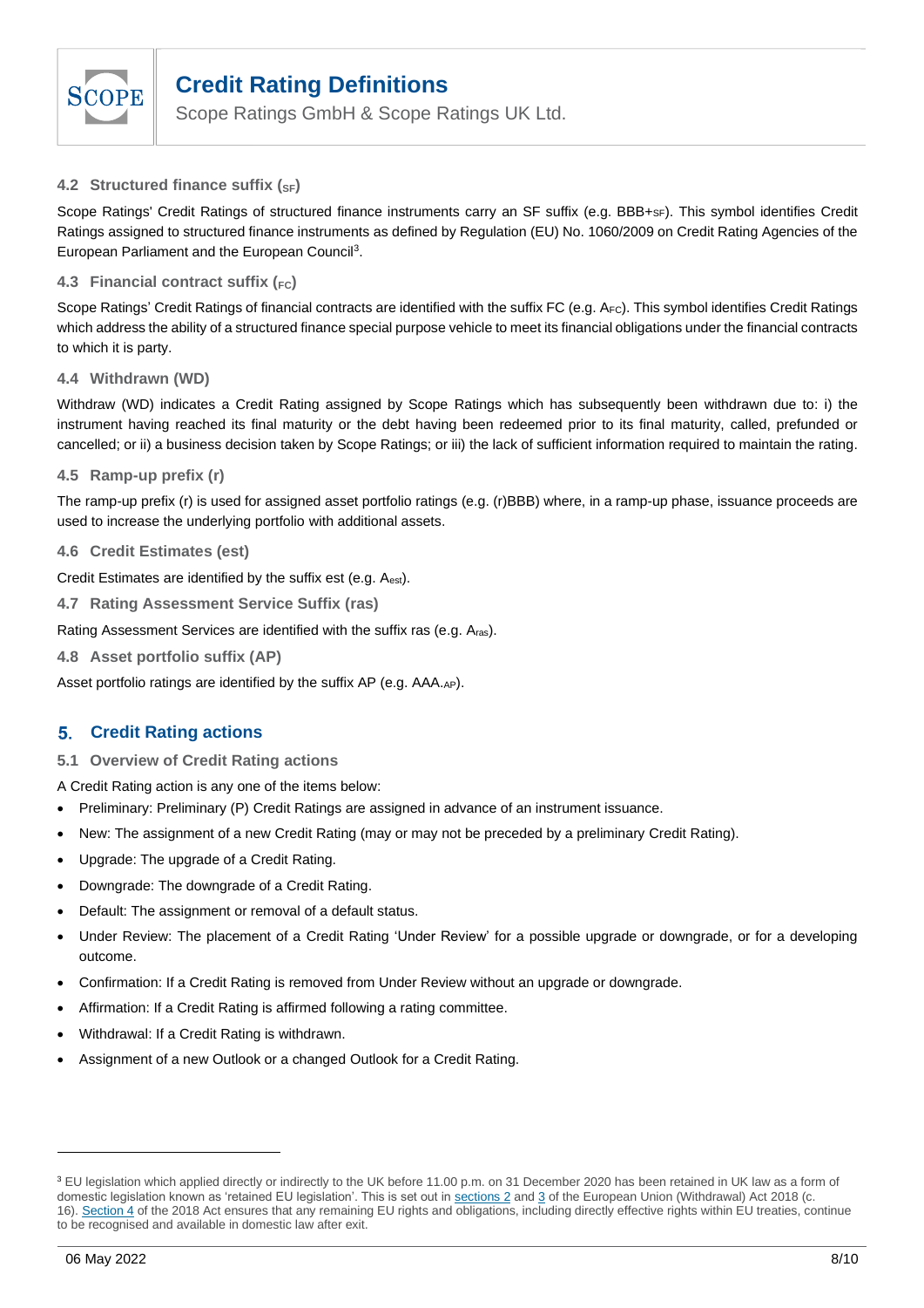### 4.2 Structured finance suffix ($_{SF}$)

Scope Ratings' Credit Ratings of structured finance instruments carry an SF suffix (e.g. BBB+$_{SF}$). This symbol identifies Credit Ratings assigned to structured finance instruments as defined by Regulation (EU) No. 1060/2009 on Credit Rating Agencies of the European Parliament and the European Council[3].

### 4.3 Financial contract suffix ($_{FC}$)

Scope Ratings' Credit Ratings of financial contracts are identified with the suffix FC (e.g. A$_{FC}$). This symbol identifies Credit Ratings which address the ability of a structured finance special purpose vehicle to meet its financial obligations under the financial contracts to which it is party.

### 4.4 Withdrawn (WD)

Withdraw (WD) indicates a Credit Rating assigned by Scope Ratings which has subsequently been withdrawn due to: i) the instrument having reached its final maturity or the debt having been redeemed prior to its final maturity, called, prefunded or cancelled; or ii) a business decision taken by Scope Ratings; or iii) the lack of sufficient information required to maintain the rating.

### 4.5 Ramp-up prefix (r)

The ramp-up prefix (r) is used for assigned asset portfolio ratings (e.g. (r)BBB) where, in a ramp-up phase, issuance proceeds are used to increase the underlying portfolio with additional assets.

### 4.6 Credit Estimates (est)

Credit Estimates are identified by the suffix est (e.g. A$_{est}$).

### 4.7 Rating Assessment Service Suffix (ras)

Rating Assessment Services are identified with the suffix ras (e.g. A$_{ras}$).

### 4.8 Asset portfolio suffix (AP)

Asset portfolio ratings are identified by the suffix AP (e.g. AAA$_{.AP}$).

## 5. Credit Rating actions

### 5.1 Overview of Credit Rating actions

A Credit Rating action is any one of the items below:

- Preliminary: Preliminary (P) Credit Ratings are assigned in advance of an instrument issuance.
- New: The assignment of a new Credit Rating (may or may not be preceded by a preliminary Credit Rating).
- Upgrade: The upgrade of a Credit Rating.
- Downgrade: The downgrade of a Credit Rating.
- Default: The assignment or removal of a default status.
- Under Review: The placement of a Credit Rating 'Under Review' for a possible upgrade or downgrade, or for a developing outcome.
- Confirmation: If a Credit Rating is removed from Under Review without an upgrade or downgrade.
- Affirmation: If a Credit Rating is affirmed following a rating committee.
- Withdrawal: If a Credit Rating is withdrawn.
- Assignment of a new Outlook or a changed Outlook for a Credit Rating.

---

[3] EU legislation which applied directly or indirectly to the UK before 11.00 p.m. on 31 December 2020 has been retained in UK law as a form of domestic legislation known as 'retained EU legislation'. This is set out in sections 2 and 3 of the European Union (Withdrawal) Act 2018 (c. 16). Section 4 of the 2018 Act ensures that any remaining EU rights and obligations, including directly effective rights within EU treaties, continue to be recognised and available in domestic law after exit.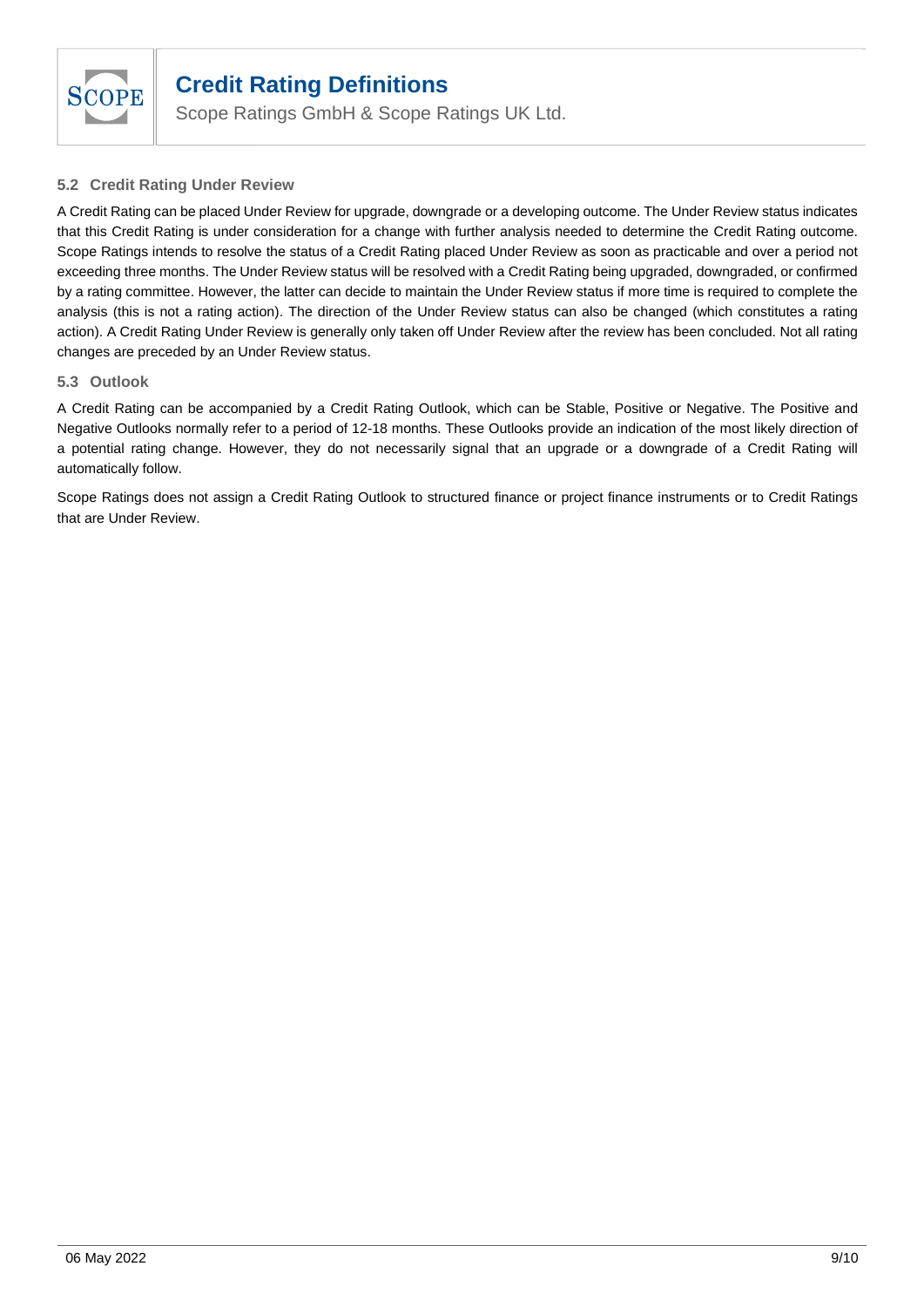### 5.2 Credit Rating Under Review

A Credit Rating can be placed Under Review for upgrade, downgrade or a developing outcome. The Under Review status indicates that this Credit Rating is under consideration for a change with further analysis needed to determine the Credit Rating outcome. Scope Ratings intends to resolve the status of a Credit Rating placed Under Review as soon as practicable and over a period not exceeding three months. The Under Review status will be resolved with a Credit Rating being upgraded, downgraded, or confirmed by a rating committee. However, the latter can decide to maintain the Under Review status if more time is required to complete the analysis (this is not a rating action). The direction of the Under Review status can also be changed (which constitutes a rating action). A Credit Rating Under Review is generally only taken off Under Review after the review has been concluded. Not all rating changes are preceded by an Under Review status.

### 5.3 Outlook

A Credit Rating can be accompanied by a Credit Rating Outlook, which can be Stable, Positive or Negative. The Positive and Negative Outlooks normally refer to a period of 12-18 months. These Outlooks provide an indication of the most likely direction of a potential rating change. However, they do not necessarily signal that an upgrade or a downgrade of a Credit Rating will automatically follow.

Scope Ratings does not assign a Credit Rating Outlook to structured finance or project finance instruments or to Credit Ratings that are Under Review.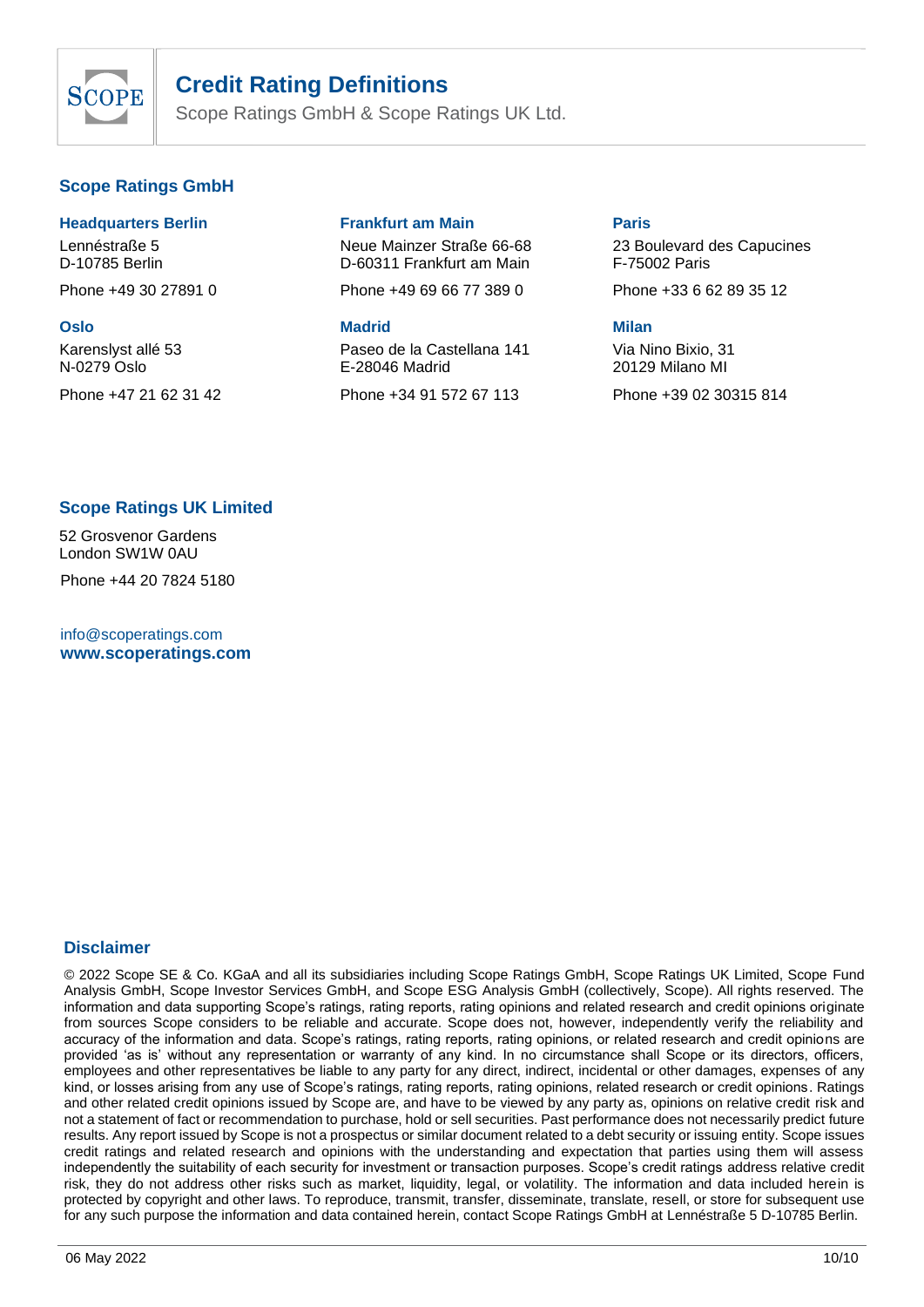# Credit Rating Definitions

Scope Ratings GmbH & Scope Ratings UK Ltd.

## Scope Ratings GmbH

### Headquarters Berlin

Lennéstraße 5
D-10785 Berlin

Phone +49 30 27891 0

### Frankfurt am Main

Neue Mainzer Straße 66-68
D-60311 Frankfurt am Main

Phone +49 69 66 77 389 0

### Paris

23 Boulevard des Capucines
F-75002 Paris

Phone +33 6 62 89 35 12

### Oslo

Karenslyst allé 53
N-0279 Oslo

Phone +47 21 62 31 42

### Madrid

Paseo de la Castellana 141
E-28046 Madrid

Phone +34 91 572 67 113

### Milan

Via Nino Bixio, 31
20129 Milano MI

Phone +39 02 30315 814

## Scope Ratings UK Limited

52 Grosvenor Gardens
London SW1W 0AU

Phone +44 20 7824 5180

info@scoperatings.com
**www.scoperatings.com**

## Disclaimer

© 2022 Scope SE & Co. KGaA and all its subsidiaries including Scope Ratings GmbH, Scope Ratings UK Limited, Scope Fund Analysis GmbH, Scope Investor Services GmbH, and Scope ESG Analysis GmbH (collectively, Scope). All rights reserved. The information and data supporting Scope's ratings, rating reports, rating opinions and related research and credit opinions originate from sources Scope considers to be reliable and accurate. Scope does not, however, independently verify the reliability and accuracy of the information and data. Scope's ratings, rating reports, rating opinions, or related research and credit opinions are provided 'as is' without any representation or warranty of any kind. In no circumstance shall Scope or its directors, officers, employees and other representatives be liable to any party for any direct, indirect, incidental or other damages, expenses of any kind, or losses arising from any use of Scope's ratings, rating reports, rating opinions, related research or credit opinions. Ratings and other related credit opinions issued by Scope are, and have to be viewed by any party as, opinions on relative credit risk and not a statement of fact or recommendation to purchase, hold or sell securities. Past performance does not necessarily predict future results. Any report issued by Scope is not a prospectus or similar document related to a debt security or issuing entity. Scope issues credit ratings and related research and opinions with the understanding and expectation that parties using them will assess independently the suitability of each security for investment or transaction purposes. Scope's credit ratings address relative credit risk, they do not address other risks such as market, liquidity, legal, or volatility. The information and data included herein is protected by copyright and other laws. To reproduce, transmit, transfer, disseminate, translate, resell, or store for subsequent use for any such purpose the information and data contained herein, contact Scope Ratings GmbH at Lennéstraße 5 D-10785 Berlin.

06 May 2022